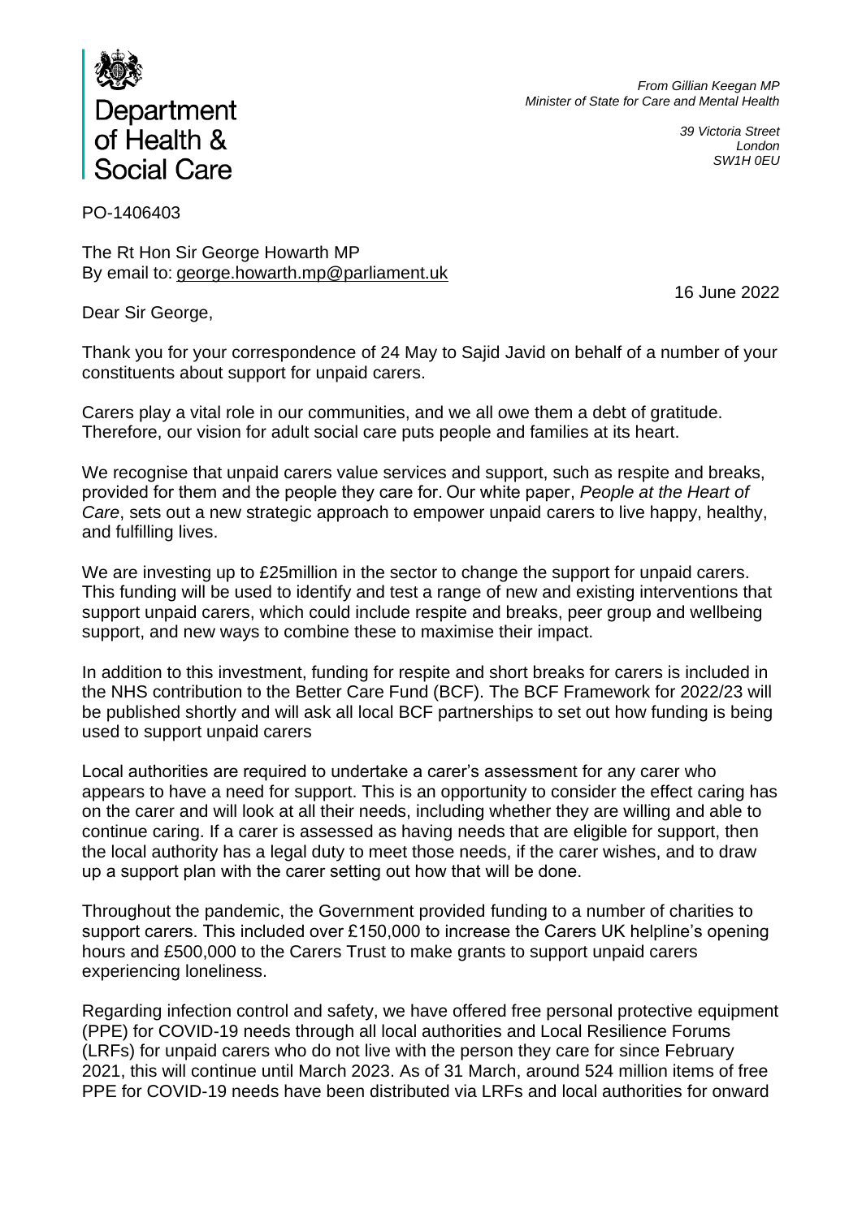Department of Health & Social Care

*From Gillian Keegan MP*
*Minister of State for Care and Mental Health*

*39 Victoria Street*
*London*
*SW1H 0EU*

PO-1406403

The Rt Hon Sir George Howarth MP
By email to: george.howarth.mp@parliament.uk

16 June 2022

Dear Sir George,

Thank you for your correspondence of 24 May to Sajid Javid on behalf of a number of your constituents about support for unpaid carers.

Carers play a vital role in our communities, and we all owe them a debt of gratitude. Therefore, our vision for adult social care puts people and families at its heart.

We recognise that unpaid carers value services and support, such as respite and breaks, provided for them and the people they care for. Our white paper, *People at the Heart of Care*, sets out a new strategic approach to empower unpaid carers to live happy, healthy, and fulfilling lives.

We are investing up to £25million in the sector to change the support for unpaid carers. This funding will be used to identify and test a range of new and existing interventions that support unpaid carers, which could include respite and breaks, peer group and wellbeing support, and new ways to combine these to maximise their impact.

In addition to this investment, funding for respite and short breaks for carers is included in the NHS contribution to the Better Care Fund (BCF). The BCF Framework for 2022/23 will be published shortly and will ask all local BCF partnerships to set out how funding is being used to support unpaid carers

Local authorities are required to undertake a carer's assessment for any carer who appears to have a need for support. This is an opportunity to consider the effect caring has on the carer and will look at all their needs, including whether they are willing and able to continue caring. If a carer is assessed as having needs that are eligible for support, then the local authority has a legal duty to meet those needs, if the carer wishes, and to draw up a support plan with the carer setting out how that will be done.

Throughout the pandemic, the Government provided funding to a number of charities to support carers. This included over £150,000 to increase the Carers UK helpline's opening hours and £500,000 to the Carers Trust to make grants to support unpaid carers experiencing loneliness.

Regarding infection control and safety, we have offered free personal protective equipment (PPE) for COVID-19 needs through all local authorities and Local Resilience Forums (LRFs) for unpaid carers who do not live with the person they care for since February 2021, this will continue until March 2023. As of 31 March, around 524 million items of free PPE for COVID-19 needs have been distributed via LRFs and local authorities for onward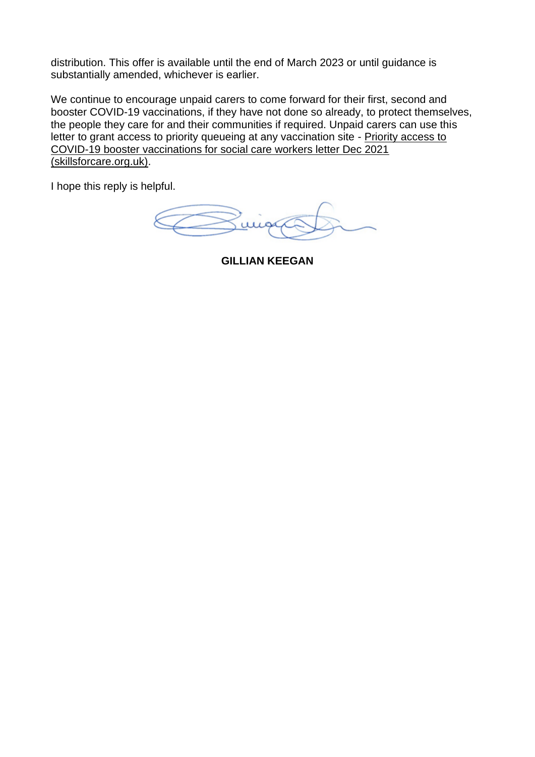distribution. This offer is available until the end of March 2023 or until guidance is substantially amended, whichever is earlier.

We continue to encourage unpaid carers to come forward for their first, second and booster COVID-19 vaccinations, if they have not done so already, to protect themselves, the people they care for and their communities if required. Unpaid carers can use this letter to grant access to priority queueing at any vaccination site - Priority access to COVID-19 booster vaccinations for social care workers letter Dec 2021 (skillsforcare.org.uk).

I hope this reply is helpful.

**GILLIAN KEEGAN**